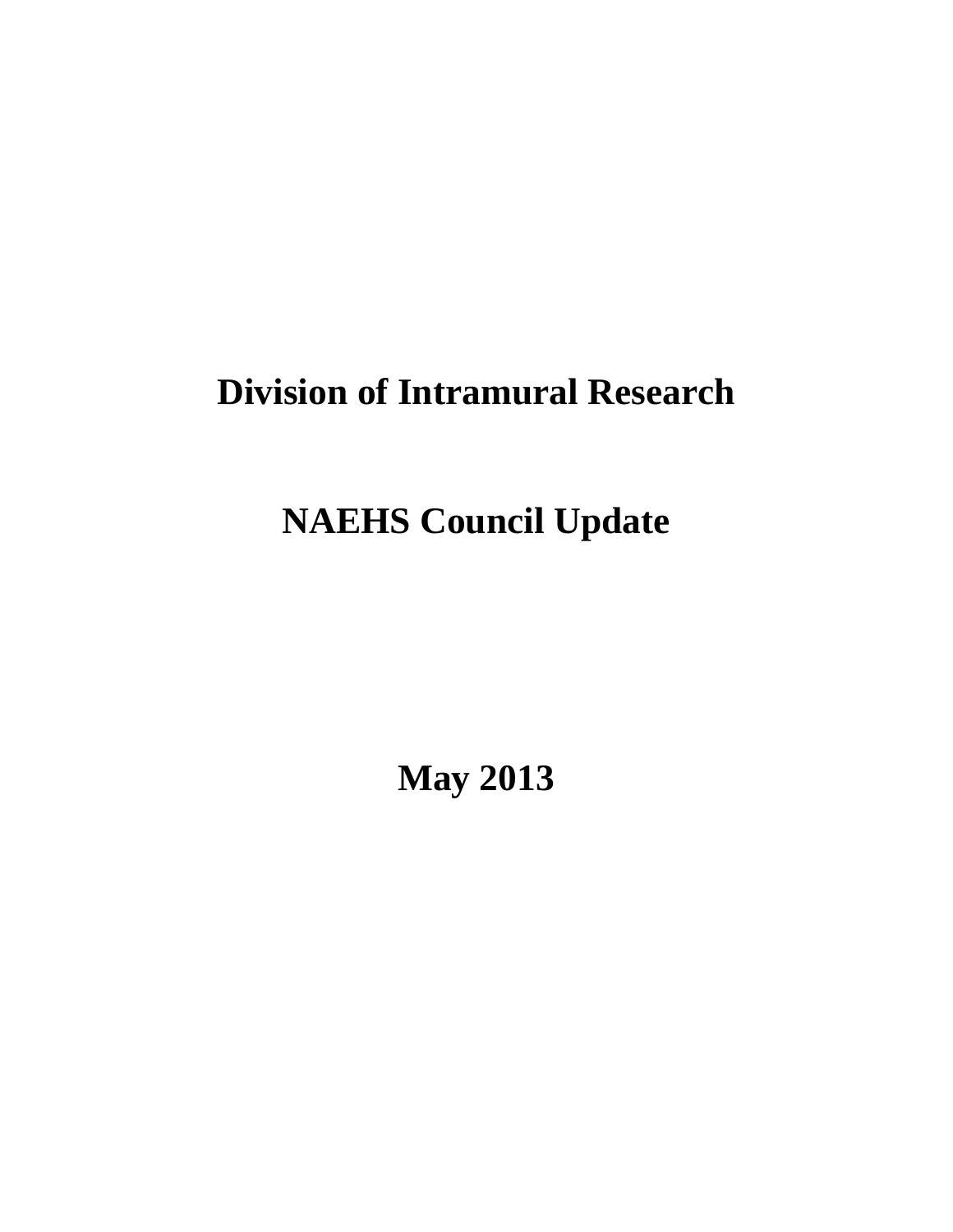# Division of Intramural Research

# NAEHS Council Update

# May 2013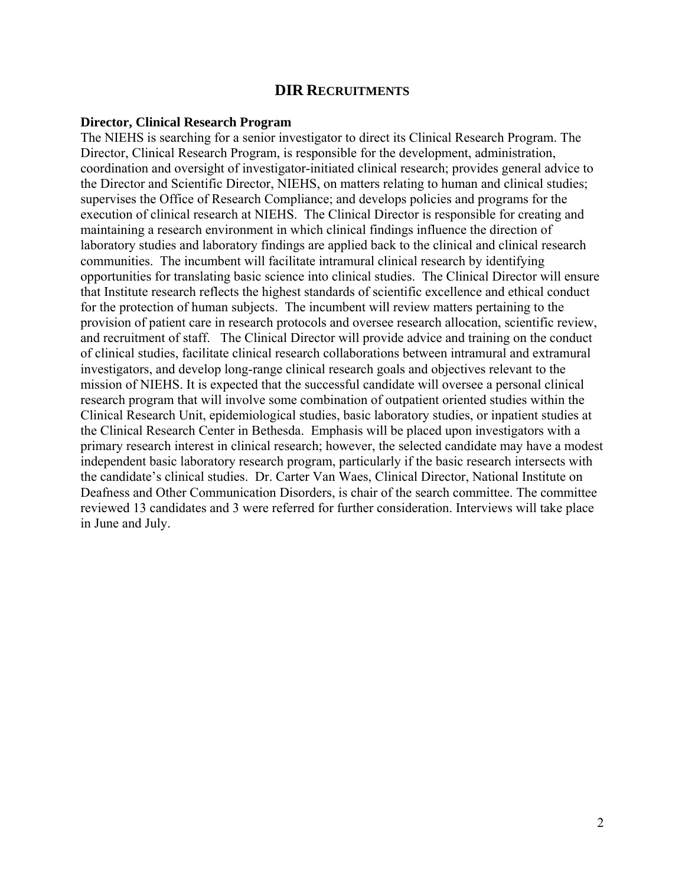# DIR RECRUITMENTS

**Director, Clinical Research Program**

The NIEHS is searching for a senior investigator to direct its Clinical Research Program. The Director, Clinical Research Program, is responsible for the development, administration, coordination and oversight of investigator-initiated clinical research; provides general advice to the Director and Scientific Director, NIEHS, on matters relating to human and clinical studies; supervises the Office of Research Compliance; and develops policies and programs for the execution of clinical research at NIEHS. The Clinical Director is responsible for creating and maintaining a research environment in which clinical findings influence the direction of laboratory studies and laboratory findings are applied back to the clinical and clinical research communities. The incumbent will facilitate intramural clinical research by identifying opportunities for translating basic science into clinical studies. The Clinical Director will ensure that Institute research reflects the highest standards of scientific excellence and ethical conduct for the protection of human subjects. The incumbent will review matters pertaining to the provision of patient care in research protocols and oversee research allocation, scientific review, and recruitment of staff. The Clinical Director will provide advice and training on the conduct of clinical studies, facilitate clinical research collaborations between intramural and extramural investigators, and develop long-range clinical research goals and objectives relevant to the mission of NIEHS. It is expected that the successful candidate will oversee a personal clinical research program that will involve some combination of outpatient oriented studies within the Clinical Research Unit, epidemiological studies, basic laboratory studies, or inpatient studies at the Clinical Research Center in Bethesda. Emphasis will be placed upon investigators with a primary research interest in clinical research; however, the selected candidate may have a modest independent basic laboratory research program, particularly if the basic research intersects with the candidate's clinical studies. Dr. Carter Van Waes, Clinical Director, National Institute on Deafness and Other Communication Disorders, is chair of the search committee. The committee reviewed 13 candidates and 3 were referred for further consideration. Interviews will take place in June and July.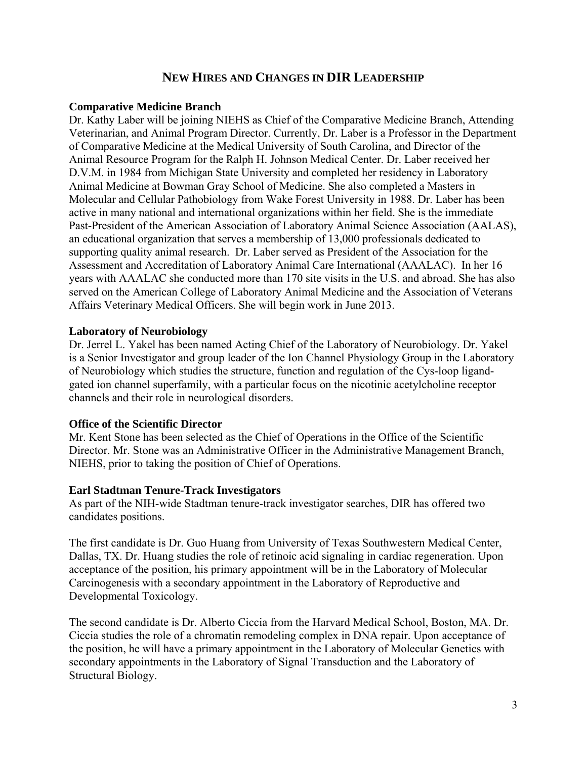# NEW HIRES AND CHANGES IN DIR LEADERSHIP

**Comparative Medicine Branch**

Dr. Kathy Laber will be joining NIEHS as Chief of the Comparative Medicine Branch, Attending Veterinarian, and Animal Program Director. Currently, Dr. Laber is a Professor in the Department of Comparative Medicine at the Medical University of South Carolina, and Director of the Animal Resource Program for the Ralph H. Johnson Medical Center. Dr. Laber received her D.V.M. in 1984 from Michigan State University and completed her residency in Laboratory Animal Medicine at Bowman Gray School of Medicine. She also completed a Masters in Molecular and Cellular Pathobiology from Wake Forest University in 1988. Dr. Laber has been active in many national and international organizations within her field. She is the immediate Past-President of the American Association of Laboratory Animal Science Association (AALAS), an educational organization that serves a membership of 13,000 professionals dedicated to supporting quality animal research. Dr. Laber served as President of the Association for the Assessment and Accreditation of Laboratory Animal Care International (AAALAC). In her 16 years with AAALAC she conducted more than 170 site visits in the U.S. and abroad. She has also served on the American College of Laboratory Animal Medicine and the Association of Veterans Affairs Veterinary Medical Officers. She will begin work in June 2013.

**Laboratory of Neurobiology**

Dr. Jerrel L. Yakel has been named Acting Chief of the Laboratory of Neurobiology. Dr. Yakel is a Senior Investigator and group leader of the Ion Channel Physiology Group in the Laboratory of Neurobiology which studies the structure, function and regulation of the Cys-loop ligand-gated ion channel superfamily, with a particular focus on the nicotinic acetylcholine receptor channels and their role in neurological disorders.

**Office of the Scientific Director**

Mr. Kent Stone has been selected as the Chief of Operations in the Office of the Scientific Director. Mr. Stone was an Administrative Officer in the Administrative Management Branch, NIEHS, prior to taking the position of Chief of Operations.

**Earl Stadtman Tenure-Track Investigators**

As part of the NIH-wide Stadtman tenure-track investigator searches, DIR has offered two candidates positions.

The first candidate is Dr. Guo Huang from University of Texas Southwestern Medical Center, Dallas, TX. Dr. Huang studies the role of retinoic acid signaling in cardiac regeneration. Upon acceptance of the position, his primary appointment will be in the Laboratory of Molecular Carcinogenesis with a secondary appointment in the Laboratory of Reproductive and Developmental Toxicology.

The second candidate is Dr. Alberto Ciccia from the Harvard Medical School, Boston, MA. Dr. Ciccia studies the role of a chromatin remodeling complex in DNA repair. Upon acceptance of the position, he will have a primary appointment in the Laboratory of Molecular Genetics with secondary appointments in the Laboratory of Signal Transduction and the Laboratory of Structural Biology.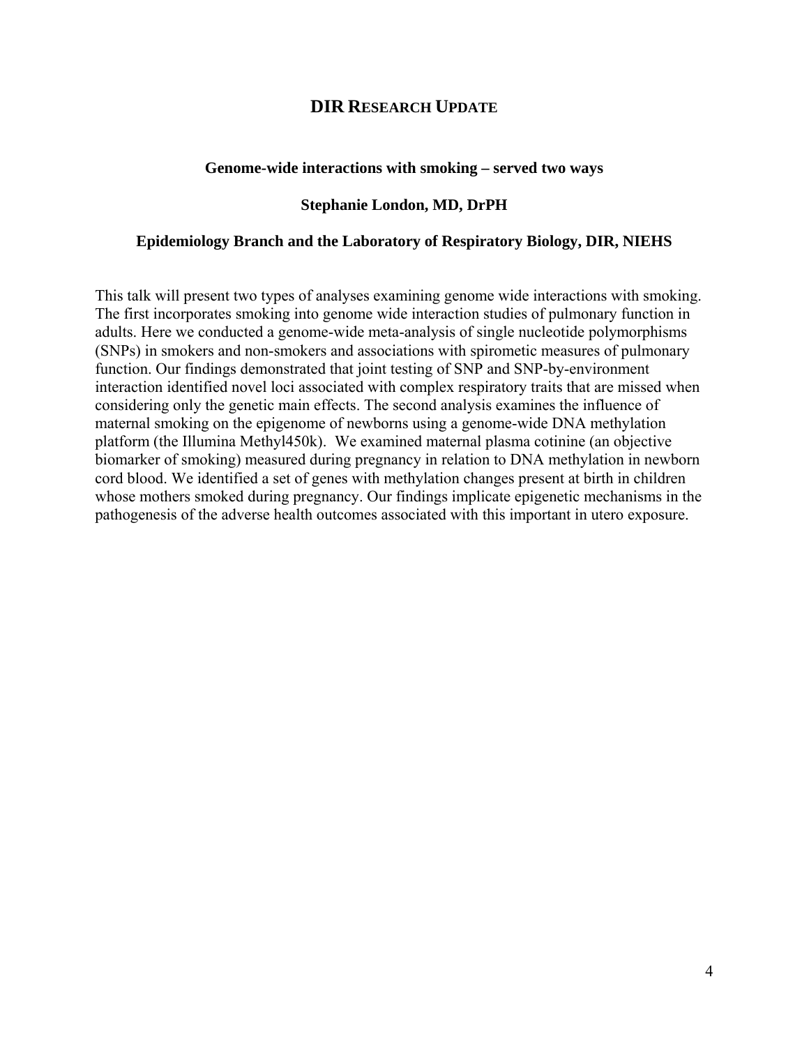## DIR RESEARCH UPDATE

### Genome-wide interactions with smoking – served two ways

**Stephanie London, MD, DrPH**

**Epidemiology Branch and the Laboratory of Respiratory Biology, DIR, NIEHS**

This talk will present two types of analyses examining genome wide interactions with smoking. The first incorporates smoking into genome wide interaction studies of pulmonary function in adults. Here we conducted a genome-wide meta-analysis of single nucleotide polymorphisms (SNPs) in smokers and non-smokers and associations with spirometic measures of pulmonary function. Our findings demonstrated that joint testing of SNP and SNP-by-environment interaction identified novel loci associated with complex respiratory traits that are missed when considering only the genetic main effects. The second analysis examines the influence of maternal smoking on the epigenome of newborns using a genome-wide DNA methylation platform (the Illumina Methyl450k). We examined maternal plasma cotinine (an objective biomarker of smoking) measured during pregnancy in relation to DNA methylation in newborn cord blood. We identified a set of genes with methylation changes present at birth in children whose mothers smoked during pregnancy. Our findings implicate epigenetic mechanisms in the pathogenesis of the adverse health outcomes associated with this important in utero exposure.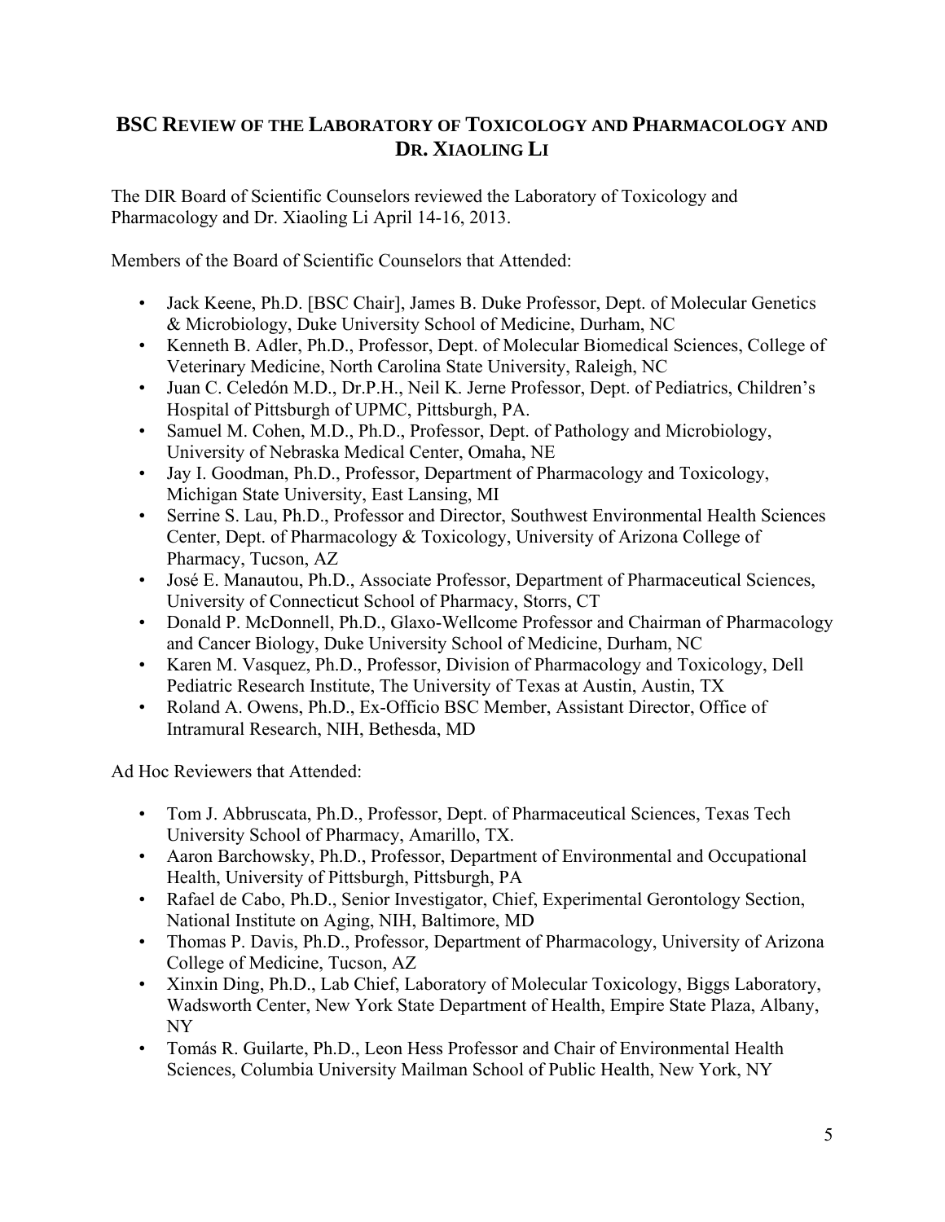## BSC REVIEW OF THE LABORATORY OF TOXICOLOGY AND PHARMACOLOGY AND DR. XIAOLING LI

The DIR Board of Scientific Counselors reviewed the Laboratory of Toxicology and Pharmacology and Dr. Xiaoling Li April 14-16, 2013.

Members of the Board of Scientific Counselors that Attended:

- Jack Keene, Ph.D. [BSC Chair], James B. Duke Professor, Dept. of Molecular Genetics & Microbiology, Duke University School of Medicine, Durham, NC
- Kenneth B. Adler, Ph.D., Professor, Dept. of Molecular Biomedical Sciences, College of Veterinary Medicine, North Carolina State University, Raleigh, NC
- Juan C. Celedón M.D., Dr.P.H., Neil K. Jerne Professor, Dept. of Pediatrics, Children's Hospital of Pittsburgh of UPMC, Pittsburgh, PA.
- Samuel M. Cohen, M.D., Ph.D., Professor, Dept. of Pathology and Microbiology, University of Nebraska Medical Center, Omaha, NE
- Jay I. Goodman, Ph.D., Professor, Department of Pharmacology and Toxicology, Michigan State University, East Lansing, MI
- Serrine S. Lau, Ph.D., Professor and Director, Southwest Environmental Health Sciences Center, Dept. of Pharmacology & Toxicology, University of Arizona College of Pharmacy, Tucson, AZ
- José E. Manautou, Ph.D., Associate Professor, Department of Pharmaceutical Sciences, University of Connecticut School of Pharmacy, Storrs, CT
- Donald P. McDonnell, Ph.D., Glaxo-Wellcome Professor and Chairman of Pharmacology and Cancer Biology, Duke University School of Medicine, Durham, NC
- Karen M. Vasquez, Ph.D., Professor, Division of Pharmacology and Toxicology, Dell Pediatric Research Institute, The University of Texas at Austin, Austin, TX
- Roland A. Owens, Ph.D., Ex-Officio BSC Member, Assistant Director, Office of Intramural Research, NIH, Bethesda, MD

Ad Hoc Reviewers that Attended:

- Tom J. Abbruscata, Ph.D., Professor, Dept. of Pharmaceutical Sciences, Texas Tech University School of Pharmacy, Amarillo, TX.
- Aaron Barchowsky, Ph.D., Professor, Department of Environmental and Occupational Health, University of Pittsburgh, Pittsburgh, PA
- Rafael de Cabo, Ph.D., Senior Investigator, Chief, Experimental Gerontology Section, National Institute on Aging, NIH, Baltimore, MD
- Thomas P. Davis, Ph.D., Professor, Department of Pharmacology, University of Arizona College of Medicine, Tucson, AZ
- Xinxin Ding, Ph.D., Lab Chief, Laboratory of Molecular Toxicology, Biggs Laboratory, Wadsworth Center, New York State Department of Health, Empire State Plaza, Albany, NY
- Tomás R. Guilarte, Ph.D., Leon Hess Professor and Chair of Environmental Health Sciences, Columbia University Mailman School of Public Health, New York, NY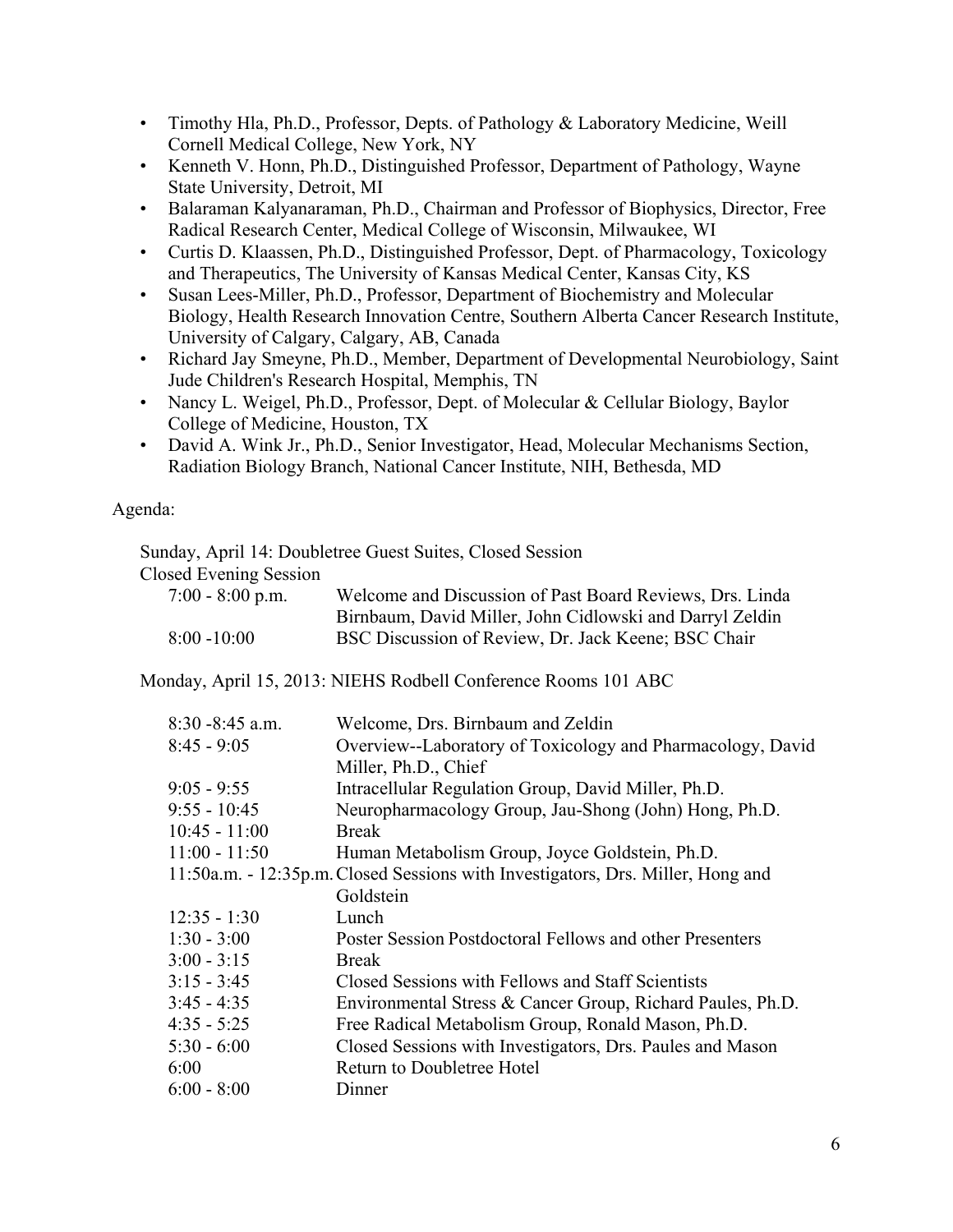- Timothy Hla, Ph.D., Professor, Depts. of Pathology & Laboratory Medicine, Weill Cornell Medical College, New York, NY
- Kenneth V. Honn, Ph.D., Distinguished Professor, Department of Pathology, Wayne State University, Detroit, MI
- Balaraman Kalyanaraman, Ph.D., Chairman and Professor of Biophysics, Director, Free Radical Research Center, Medical College of Wisconsin, Milwaukee, WI
- Curtis D. Klaassen, Ph.D., Distinguished Professor, Dept. of Pharmacology, Toxicology and Therapeutics, The University of Kansas Medical Center, Kansas City, KS
- Susan Lees-Miller, Ph.D., Professor, Department of Biochemistry and Molecular Biology, Health Research Innovation Centre, Southern Alberta Cancer Research Institute, University of Calgary, Calgary, AB, Canada
- Richard Jay Smeyne, Ph.D., Member, Department of Developmental Neurobiology, Saint Jude Children's Research Hospital, Memphis, TN
- Nancy L. Weigel, Ph.D., Professor, Dept. of Molecular & Cellular Biology, Baylor College of Medicine, Houston, TX
- David A. Wink Jr., Ph.D., Senior Investigator, Head, Molecular Mechanisms Section, Radiation Biology Branch, National Cancer Institute, NIH, Bethesda, MD

Agenda:

Sunday, April 14: Doubletree Guest Suites, Closed Session

Closed Evening Session

| | |
|---|---|
| 7:00 - 8:00 p.m. | Welcome and Discussion of Past Board Reviews, Drs. Linda Birnbaum, David Miller, John Cidlowski and Darryl Zeldin |
| 8:00 -10:00 | BSC Discussion of Review, Dr. Jack Keene; BSC Chair |

Monday, April 15, 2013: NIEHS Rodbell Conference Rooms 101 ABC

| | |
|---|---|
| 8:30 -8:45 a.m. | Welcome, Drs. Birnbaum and Zeldin |
| 8:45 - 9:05 | Overview--Laboratory of Toxicology and Pharmacology, David Miller, Ph.D., Chief |
| 9:05 - 9:55 | Intracellular Regulation Group, David Miller, Ph.D. |
| 9:55 - 10:45 | Neuropharmacology Group, Jau-Shong (John) Hong, Ph.D. |
| 10:45 - 11:00 | Break |
| 11:00 - 11:50 | Human Metabolism Group, Joyce Goldstein, Ph.D. |
| 11:50a.m. - 12:35p.m. | Closed Sessions with Investigators, Drs. Miller, Hong and Goldstein |
| 12:35 - 1:30 | Lunch |
| 1:30 - 3:00 | Poster Session Postdoctoral Fellows and other Presenters |
| 3:00 - 3:15 | Break |
| 3:15 - 3:45 | Closed Sessions with Fellows and Staff Scientists |
| 3:45 - 4:35 | Environmental Stress & Cancer Group, Richard Paules, Ph.D. |
| 4:35 - 5:25 | Free Radical Metabolism Group, Ronald Mason, Ph.D. |
| 5:30 - 6:00 | Closed Sessions with Investigators, Drs. Paules and Mason |
| 6:00 | Return to Doubletree Hotel |
| 6:00 - 8:00 | Dinner |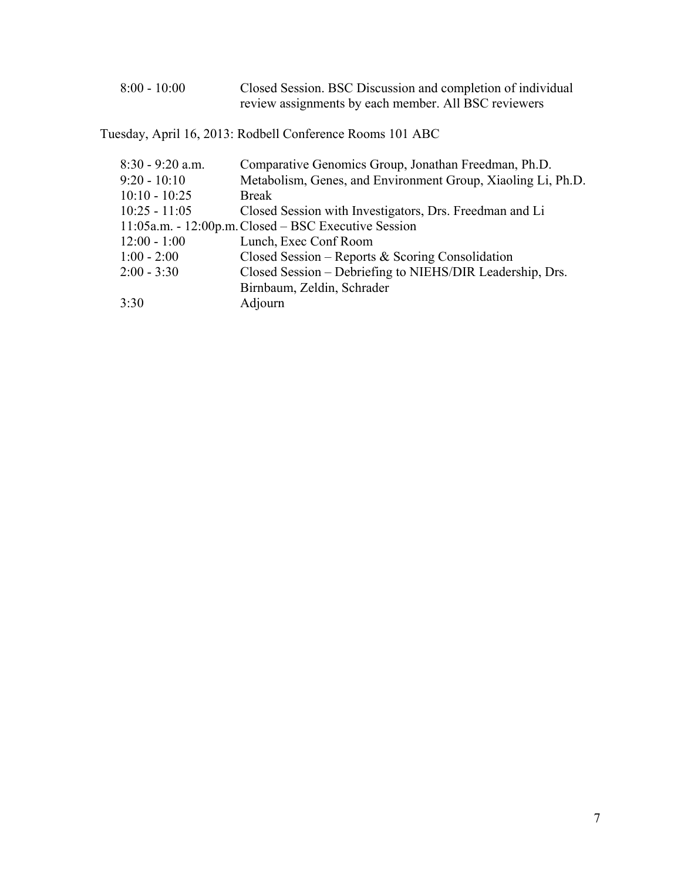| | |
|---|---|
| 8:00 - 10:00 | Closed Session. BSC Discussion and completion of individual review assignments by each member. All BSC reviewers |

Tuesday, April 16, 2013: Rodbell Conference Rooms 101 ABC

| | |
|---|---|
| 8:30 - 9:20 a.m. | Comparative Genomics Group, Jonathan Freedman, Ph.D. |
| 9:20 - 10:10 | Metabolism, Genes, and Environment Group, Xiaoling Li, Ph.D. |
| 10:10 - 10:25 | Break |
| 10:25 - 11:05 | Closed Session with Investigators, Drs. Freedman and Li |
| 11:05a.m. - 12:00p.m. | Closed – BSC Executive Session |
| 12:00 - 1:00 | Lunch, Exec Conf Room |
| 1:00 - 2:00 | Closed Session – Reports & Scoring Consolidation |
| 2:00 - 3:30 | Closed Session – Debriefing to NIEHS/DIR Leadership, Drs. Birnbaum, Zeldin, Schrader |
| 3:30 | Adjourn |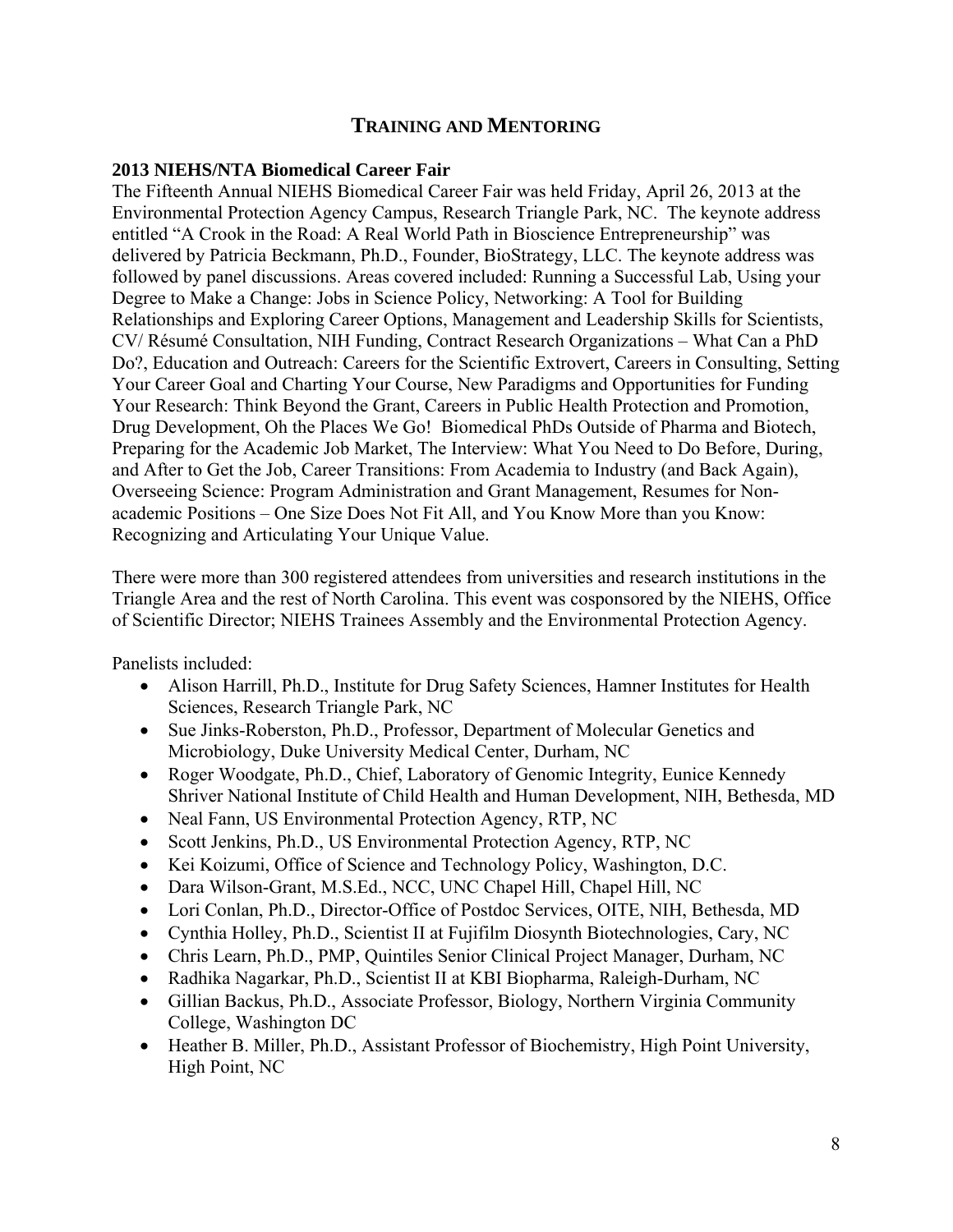# TRAINING AND MENTORING

### 2013 NIEHS/NTA Biomedical Career Fair

The Fifteenth Annual NIEHS Biomedical Career Fair was held Friday, April 26, 2013 at the Environmental Protection Agency Campus, Research Triangle Park, NC. The keynote address entitled "A Crook in the Road: A Real World Path in Bioscience Entrepreneurship" was delivered by Patricia Beckmann, Ph.D., Founder, BioStrategy, LLC. The keynote address was followed by panel discussions. Areas covered included: Running a Successful Lab, Using your Degree to Make a Change: Jobs in Science Policy, Networking: A Tool for Building Relationships and Exploring Career Options, Management and Leadership Skills for Scientists, CV/ Résumé Consultation, NIH Funding, Contract Research Organizations – What Can a PhD Do?, Education and Outreach: Careers for the Scientific Extrovert, Careers in Consulting, Setting Your Career Goal and Charting Your Course, New Paradigms and Opportunities for Funding Your Research: Think Beyond the Grant, Careers in Public Health Protection and Promotion, Drug Development, Oh the Places We Go! Biomedical PhDs Outside of Pharma and Biotech, Preparing for the Academic Job Market, The Interview: What You Need to Do Before, During, and After to Get the Job, Career Transitions: From Academia to Industry (and Back Again), Overseeing Science: Program Administration and Grant Management, Resumes for Non-academic Positions – One Size Does Not Fit All, and You Know More than you Know: Recognizing and Articulating Your Unique Value.

There were more than 300 registered attendees from universities and research institutions in the Triangle Area and the rest of North Carolina. This event was cosponsored by the NIEHS, Office of Scientific Director; NIEHS Trainees Assembly and the Environmental Protection Agency.

Panelists included:

- Alison Harrill, Ph.D., Institute for Drug Safety Sciences, Hamner Institutes for Health Sciences, Research Triangle Park, NC
- Sue Jinks-Roberston, Ph.D., Professor, Department of Molecular Genetics and Microbiology, Duke University Medical Center, Durham, NC
- Roger Woodgate, Ph.D., Chief, Laboratory of Genomic Integrity, Eunice Kennedy Shriver National Institute of Child Health and Human Development, NIH, Bethesda, MD
- Neal Fann, US Environmental Protection Agency, RTP, NC
- Scott Jenkins, Ph.D., US Environmental Protection Agency, RTP, NC
- Kei Koizumi, Office of Science and Technology Policy, Washington, D.C.
- Dara Wilson-Grant, M.S.Ed., NCC, UNC Chapel Hill, Chapel Hill, NC
- Lori Conlan, Ph.D., Director-Office of Postdoc Services, OITE, NIH, Bethesda, MD
- Cynthia Holley, Ph.D., Scientist II at Fujifilm Diosynth Biotechnologies, Cary, NC
- Chris Learn, Ph.D., PMP, Quintiles Senior Clinical Project Manager, Durham, NC
- Radhika Nagarkar, Ph.D., Scientist II at KBI Biopharma, Raleigh-Durham, NC
- Gillian Backus, Ph.D., Associate Professor, Biology, Northern Virginia Community College, Washington DC
- Heather B. Miller, Ph.D., Assistant Professor of Biochemistry, High Point University, High Point, NC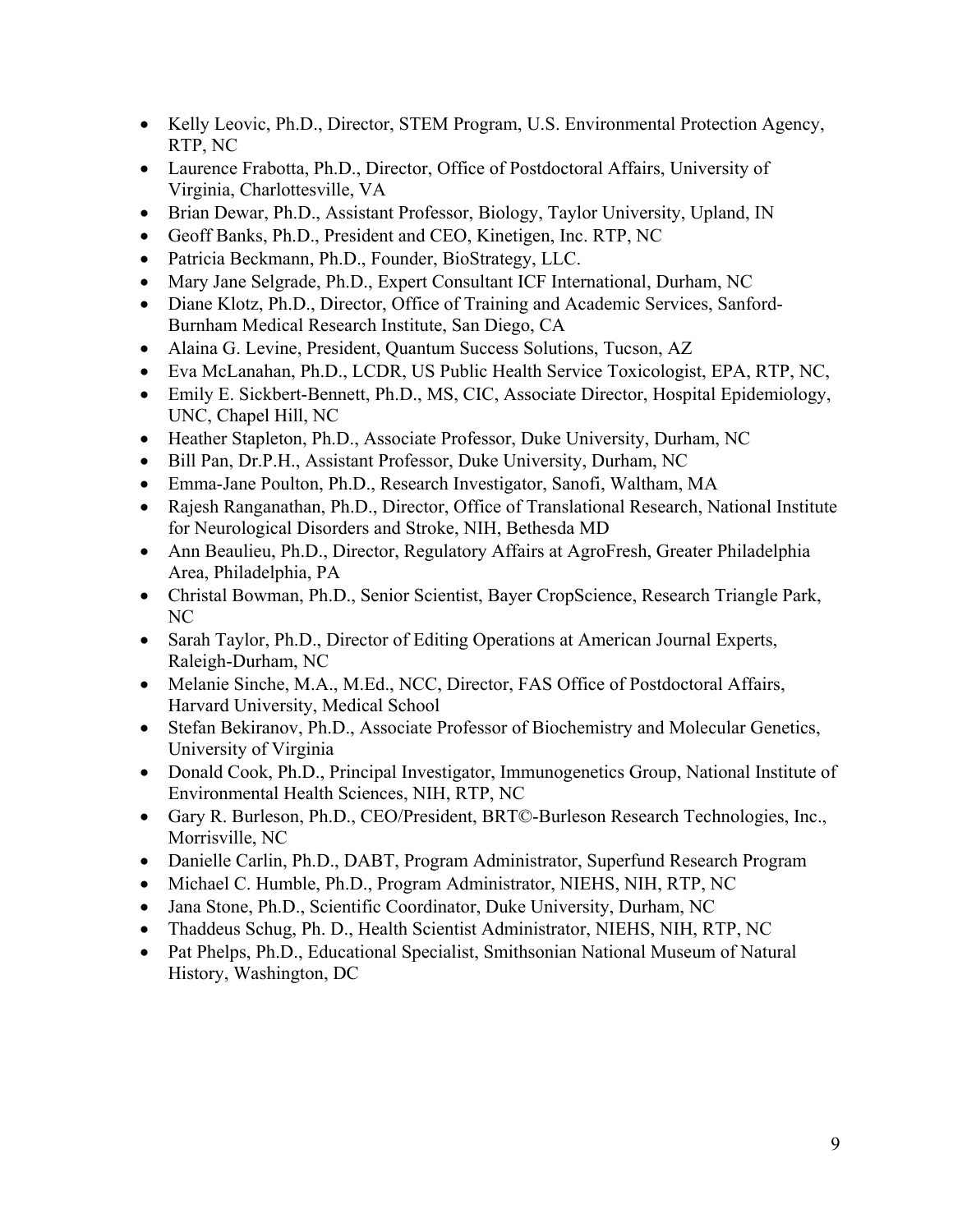- Kelly Leovic, Ph.D., Director, STEM Program, U.S. Environmental Protection Agency, RTP, NC
- Laurence Frabotta, Ph.D., Director, Office of Postdoctoral Affairs, University of Virginia, Charlottesville, VA
- Brian Dewar, Ph.D., Assistant Professor, Biology, Taylor University, Upland, IN
- Geoff Banks, Ph.D., President and CEO, Kinetigen, Inc. RTP, NC
- Patricia Beckmann, Ph.D., Founder, BioStrategy, LLC.
- Mary Jane Selgrade, Ph.D., Expert Consultant ICF International, Durham, NC
- Diane Klotz, Ph.D., Director, Office of Training and Academic Services, Sanford-Burnham Medical Research Institute, San Diego, CA
- Alaina G. Levine, President, Quantum Success Solutions, Tucson, AZ
- Eva McLanahan, Ph.D., LCDR, US Public Health Service Toxicologist, EPA, RTP, NC,
- Emily E. Sickbert-Bennett, Ph.D., MS, CIC, Associate Director, Hospital Epidemiology, UNC, Chapel Hill, NC
- Heather Stapleton, Ph.D., Associate Professor, Duke University, Durham, NC
- Bill Pan, Dr.P.H., Assistant Professor, Duke University, Durham, NC
- Emma-Jane Poulton, Ph.D., Research Investigator, Sanofi, Waltham, MA
- Rajesh Ranganathan, Ph.D., Director, Office of Translational Research, National Institute for Neurological Disorders and Stroke, NIH, Bethesda MD
- Ann Beaulieu, Ph.D., Director, Regulatory Affairs at AgroFresh, Greater Philadelphia Area, Philadelphia, PA
- Christal Bowman, Ph.D., Senior Scientist, Bayer CropScience, Research Triangle Park, NC
- Sarah Taylor, Ph.D., Director of Editing Operations at American Journal Experts, Raleigh-Durham, NC
- Melanie Sinche, M.A., M.Ed., NCC, Director, FAS Office of Postdoctoral Affairs, Harvard University, Medical School
- Stefan Bekiranov, Ph.D., Associate Professor of Biochemistry and Molecular Genetics, University of Virginia
- Donald Cook, Ph.D., Principal Investigator, Immunogenetics Group, National Institute of Environmental Health Sciences, NIH, RTP, NC
- Gary R. Burleson, Ph.D., CEO/President, BRT©-Burleson Research Technologies, Inc., Morrisville, NC
- Danielle Carlin, Ph.D., DABT, Program Administrator, Superfund Research Program
- Michael C. Humble, Ph.D., Program Administrator, NIEHS, NIH, RTP, NC
- Jana Stone, Ph.D., Scientific Coordinator, Duke University, Durham, NC
- Thaddeus Schug, Ph. D., Health Scientist Administrator, NIEHS, NIH, RTP, NC
- Pat Phelps, Ph.D., Educational Specialist, Smithsonian National Museum of Natural History, Washington, DC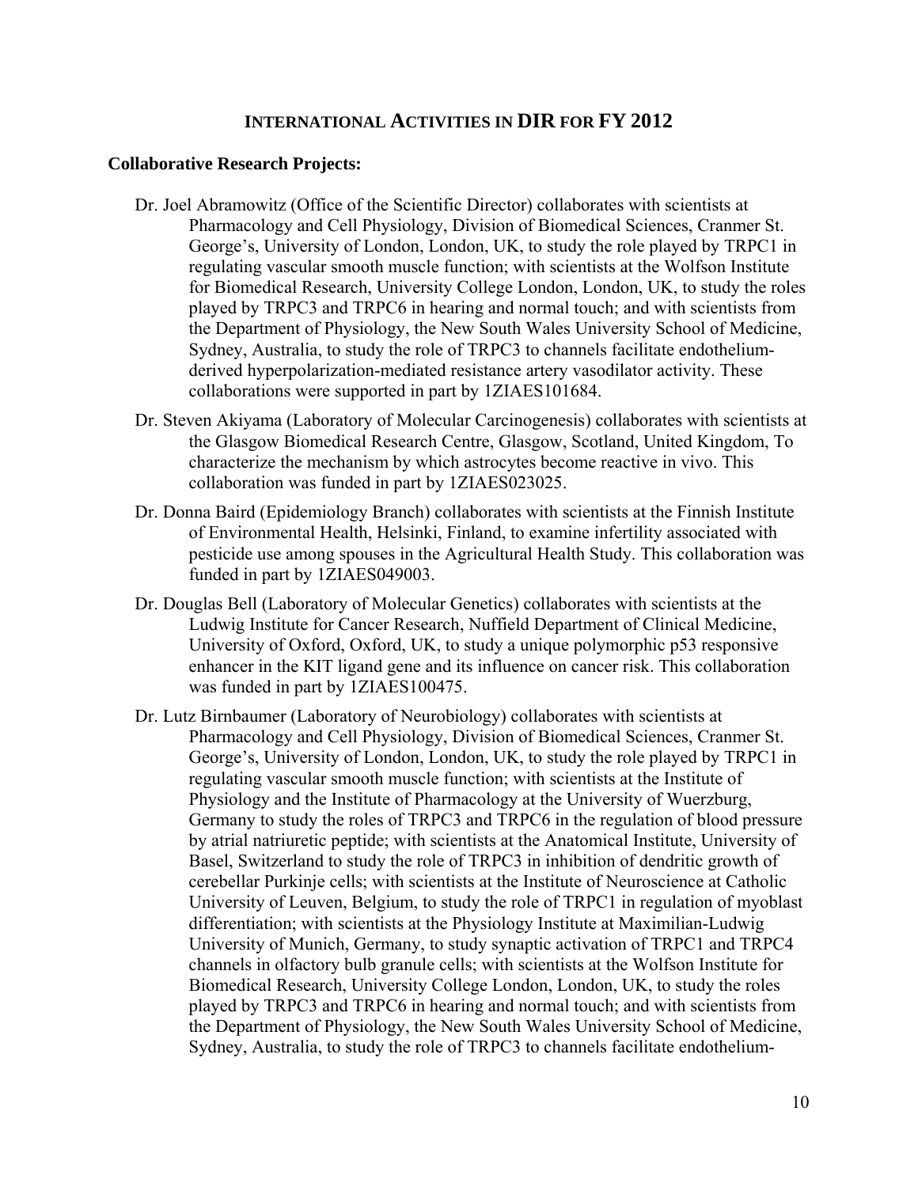# INTERNATIONAL ACTIVITIES IN DIR FOR FY 2012

**Collaborative Research Projects:**

Dr. Joel Abramowitz (Office of the Scientific Director) collaborates with scientists at Pharmacology and Cell Physiology, Division of Biomedical Sciences, Cranmer St. George's, University of London, London, UK, to study the role played by TRPC1 in regulating vascular smooth muscle function; with scientists at the Wolfson Institute for Biomedical Research, University College London, London, UK, to study the roles played by TRPC3 and TRPC6 in hearing and normal touch; and with scientists from the Department of Physiology, the New South Wales University School of Medicine, Sydney, Australia, to study the role of TRPC3 to channels facilitate endothelium-derived hyperpolarization-mediated resistance artery vasodilator activity. These collaborations were supported in part by 1ZIAES101684.

Dr. Steven Akiyama (Laboratory of Molecular Carcinogenesis) collaborates with scientists at the Glasgow Biomedical Research Centre, Glasgow, Scotland, United Kingdom, To characterize the mechanism by which astrocytes become reactive in vivo. This collaboration was funded in part by 1ZIAES023025.

Dr. Donna Baird (Epidemiology Branch) collaborates with scientists at the Finnish Institute of Environmental Health, Helsinki, Finland, to examine infertility associated with pesticide use among spouses in the Agricultural Health Study. This collaboration was funded in part by 1ZIAES049003.

Dr. Douglas Bell (Laboratory of Molecular Genetics) collaborates with scientists at the Ludwig Institute for Cancer Research, Nuffield Department of Clinical Medicine, University of Oxford, Oxford, UK, to study a unique polymorphic p53 responsive enhancer in the KIT ligand gene and its influence on cancer risk. This collaboration was funded in part by 1ZIAES100475.

Dr. Lutz Birnbaumer (Laboratory of Neurobiology) collaborates with scientists at Pharmacology and Cell Physiology, Division of Biomedical Sciences, Cranmer St. George's, University of London, London, UK, to study the role played by TRPC1 in regulating vascular smooth muscle function; with scientists at the Institute of Physiology and the Institute of Pharmacology at the University of Wuerzburg, Germany to study the roles of TRPC3 and TRPC6 in the regulation of blood pressure by atrial natriuretic peptide; with scientists at the Anatomical Institute, University of Basel, Switzerland to study the role of TRPC3 in inhibition of dendritic growth of cerebellar Purkinje cells; with scientists at the Institute of Neuroscience at Catholic University of Leuven, Belgium, to study the role of TRPC1 in regulation of myoblast differentiation; with scientists at the Physiology Institute at Maximilian-Ludwig University of Munich, Germany, to study synaptic activation of TRPC1 and TRPC4 channels in olfactory bulb granule cells; with scientists at the Wolfson Institute for Biomedical Research, University College London, London, UK, to study the roles played by TRPC3 and TRPC6 in hearing and normal touch; and with scientists from the Department of Physiology, the New South Wales University School of Medicine, Sydney, Australia, to study the role of TRPC3 to channels facilitate endothelium-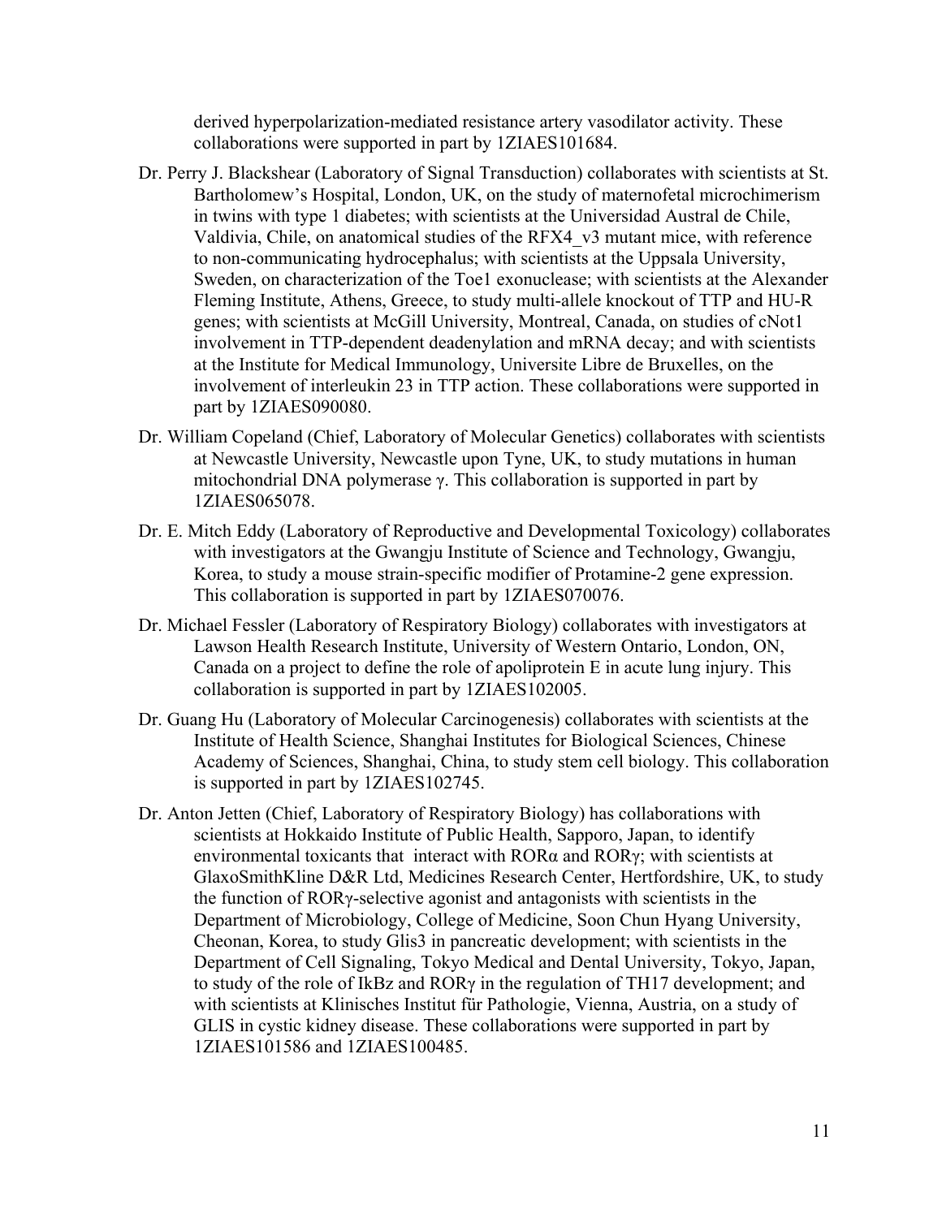derived hyperpolarization-mediated resistance artery vasodilator activity. These collaborations were supported in part by 1ZIAES101684.

Dr. Perry J. Blackshear (Laboratory of Signal Transduction) collaborates with scientists at St. Bartholomew's Hospital, London, UK, on the study of maternofetal microchimerism in twins with type 1 diabetes; with scientists at the Universidad Austral de Chile, Valdivia, Chile, on anatomical studies of the RFX4_v3 mutant mice, with reference to non-communicating hydrocephalus; with scientists at the Uppsala University, Sweden, on characterization of the Toe1 exonuclease; with scientists at the Alexander Fleming Institute, Athens, Greece, to study multi-allele knockout of TTP and HU-R genes; with scientists at McGill University, Montreal, Canada, on studies of cNot1 involvement in TTP-dependent deadenylation and mRNA decay; and with scientists at the Institute for Medical Immunology, Universite Libre de Bruxelles, on the involvement of interleukin 23 in TTP action. These collaborations were supported in part by 1ZIAES090080.

Dr. William Copeland (Chief, Laboratory of Molecular Genetics) collaborates with scientists at Newcastle University, Newcastle upon Tyne, UK, to study mutations in human mitochondrial DNA polymerase γ. This collaboration is supported in part by 1ZIAES065078.

Dr. E. Mitch Eddy (Laboratory of Reproductive and Developmental Toxicology) collaborates with investigators at the Gwangju Institute of Science and Technology, Gwangju, Korea, to study a mouse strain-specific modifier of Protamine-2 gene expression. This collaboration is supported in part by 1ZIAES070076.

Dr. Michael Fessler (Laboratory of Respiratory Biology) collaborates with investigators at Lawson Health Research Institute, University of Western Ontario, London, ON, Canada on a project to define the role of apoliprotein E in acute lung injury. This collaboration is supported in part by 1ZIAES102005.

Dr. Guang Hu (Laboratory of Molecular Carcinogenesis) collaborates with scientists at the Institute of Health Science, Shanghai Institutes for Biological Sciences, Chinese Academy of Sciences, Shanghai, China, to study stem cell biology. This collaboration is supported in part by 1ZIAES102745.

Dr. Anton Jetten (Chief, Laboratory of Respiratory Biology) has collaborations with scientists at Hokkaido Institute of Public Health, Sapporo, Japan, to identify environmental toxicants that interact with RORα and RORγ; with scientists at GlaxoSmithKline D&R Ltd, Medicines Research Center, Hertfordshire, UK, to study the function of RORγ-selective agonist and antagonists with scientists in the Department of Microbiology, College of Medicine, Soon Chun Hyang University, Cheonan, Korea, to study Glis3 in pancreatic development; with scientists in the Department of Cell Signaling, Tokyo Medical and Dental University, Tokyo, Japan, to study of the role of IkBz and RORγ in the regulation of TH17 development; and with scientists at Klinisches Institut für Pathologie, Vienna, Austria, on a study of GLIS in cystic kidney disease. These collaborations were supported in part by 1ZIAES101586 and 1ZIAES100485.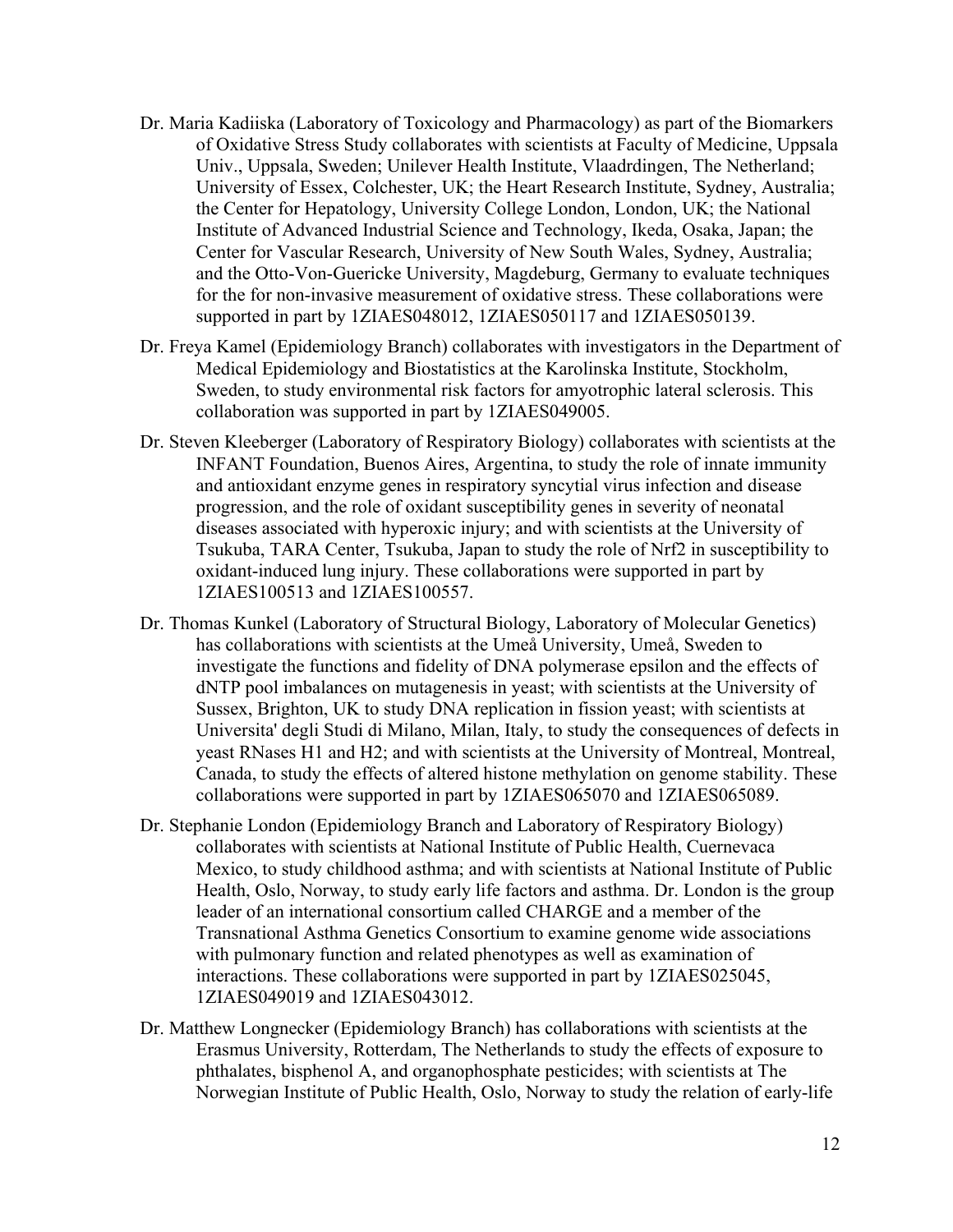Dr. Maria Kadiiska (Laboratory of Toxicology and Pharmacology) as part of the Biomarkers of Oxidative Stress Study collaborates with scientists at Faculty of Medicine, Uppsala Univ., Uppsala, Sweden; Unilever Health Institute, Vlaadrdingen, The Netherland; University of Essex, Colchester, UK; the Heart Research Institute, Sydney, Australia; the Center for Hepatology, University College London, London, UK; the National Institute of Advanced Industrial Science and Technology, Ikeda, Osaka, Japan; the Center for Vascular Research, University of New South Wales, Sydney, Australia; and the Otto-Von-Guericke University, Magdeburg, Germany to evaluate techniques for the for non-invasive measurement of oxidative stress. These collaborations were supported in part by 1ZIAES048012, 1ZIAES050117 and 1ZIAES050139.

Dr. Freya Kamel (Epidemiology Branch) collaborates with investigators in the Department of Medical Epidemiology and Biostatistics at the Karolinska Institute, Stockholm, Sweden, to study environmental risk factors for amyotrophic lateral sclerosis. This collaboration was supported in part by 1ZIAES049005.

Dr. Steven Kleeberger (Laboratory of Respiratory Biology) collaborates with scientists at the INFANT Foundation, Buenos Aires, Argentina, to study the role of innate immunity and antioxidant enzyme genes in respiratory syncytial virus infection and disease progression, and the role of oxidant susceptibility genes in severity of neonatal diseases associated with hyperoxic injury; and with scientists at the University of Tsukuba, TARA Center, Tsukuba, Japan to study the role of Nrf2 in susceptibility to oxidant-induced lung injury. These collaborations were supported in part by 1ZIAES100513 and 1ZIAES100557.

Dr. Thomas Kunkel (Laboratory of Structural Biology, Laboratory of Molecular Genetics) has collaborations with scientists at the Umeå University, Umeå, Sweden to investigate the functions and fidelity of DNA polymerase epsilon and the effects of dNTP pool imbalances on mutagenesis in yeast; with scientists at the University of Sussex, Brighton, UK to study DNA replication in fission yeast; with scientists at Universita' degli Studi di Milano, Milan, Italy, to study the consequences of defects in yeast RNases H1 and H2; and with scientists at the University of Montreal, Montreal, Canada, to study the effects of altered histone methylation on genome stability. These collaborations were supported in part by 1ZIAES065070 and 1ZIAES065089.

Dr. Stephanie London (Epidemiology Branch and Laboratory of Respiratory Biology) collaborates with scientists at National Institute of Public Health, Cuernevaca Mexico, to study childhood asthma; and with scientists at National Institute of Public Health, Oslo, Norway, to study early life factors and asthma. Dr. London is the group leader of an international consortium called CHARGE and a member of the Transnational Asthma Genetics Consortium to examine genome wide associations with pulmonary function and related phenotypes as well as examination of interactions. These collaborations were supported in part by 1ZIAES025045, 1ZIAES049019 and 1ZIAES043012.

Dr. Matthew Longnecker (Epidemiology Branch) has collaborations with scientists at the Erasmus University, Rotterdam, The Netherlands to study the effects of exposure to phthalates, bisphenol A, and organophosphate pesticides; with scientists at The Norwegian Institute of Public Health, Oslo, Norway to study the relation of early-life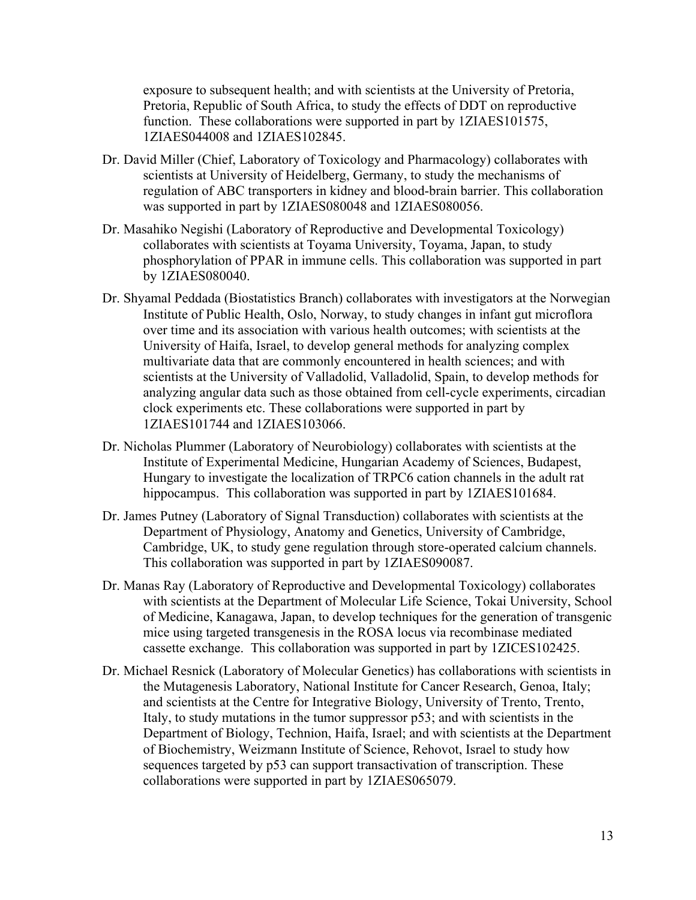exposure to subsequent health; and with scientists at the University of Pretoria, Pretoria, Republic of South Africa, to study the effects of DDT on reproductive function. These collaborations were supported in part by 1ZIAES101575, 1ZIAES044008 and 1ZIAES102845.

Dr. David Miller (Chief, Laboratory of Toxicology and Pharmacology) collaborates with scientists at University of Heidelberg, Germany, to study the mechanisms of regulation of ABC transporters in kidney and blood-brain barrier. This collaboration was supported in part by 1ZIAES080048 and 1ZIAES080056.

Dr. Masahiko Negishi (Laboratory of Reproductive and Developmental Toxicology) collaborates with scientists at Toyama University, Toyama, Japan, to study phosphorylation of PPAR in immune cells. This collaboration was supported in part by 1ZIAES080040.

Dr. Shyamal Peddada (Biostatistics Branch) collaborates with investigators at the Norwegian Institute of Public Health, Oslo, Norway, to study changes in infant gut microflora over time and its association with various health outcomes; with scientists at the University of Haifa, Israel, to develop general methods for analyzing complex multivariate data that are commonly encountered in health sciences; and with scientists at the University of Valladolid, Valladolid, Spain, to develop methods for analyzing angular data such as those obtained from cell-cycle experiments, circadian clock experiments etc. These collaborations were supported in part by 1ZIAES101744 and 1ZIAES103066.

Dr. Nicholas Plummer (Laboratory of Neurobiology) collaborates with scientists at the Institute of Experimental Medicine, Hungarian Academy of Sciences, Budapest, Hungary to investigate the localization of TRPC6 cation channels in the adult rat hippocampus. This collaboration was supported in part by 1ZIAES101684.

Dr. James Putney (Laboratory of Signal Transduction) collaborates with scientists at the Department of Physiology, Anatomy and Genetics, University of Cambridge, Cambridge, UK, to study gene regulation through store-operated calcium channels. This collaboration was supported in part by 1ZIAES090087.

Dr. Manas Ray (Laboratory of Reproductive and Developmental Toxicology) collaborates with scientists at the Department of Molecular Life Science, Tokai University, School of Medicine, Kanagawa, Japan, to develop techniques for the generation of transgenic mice using targeted transgenesis in the ROSA locus via recombinase mediated cassette exchange. This collaboration was supported in part by 1ZICES102425.

Dr. Michael Resnick (Laboratory of Molecular Genetics) has collaborations with scientists in the Mutagenesis Laboratory, National Institute for Cancer Research, Genoa, Italy; and scientists at the Centre for Integrative Biology, University of Trento, Trento, Italy, to study mutations in the tumor suppressor p53; and with scientists in the Department of Biology, Technion, Haifa, Israel; and with scientists at the Department of Biochemistry, Weizmann Institute of Science, Rehovot, Israel to study how sequences targeted by p53 can support transactivation of transcription. These collaborations were supported in part by 1ZIAES065079.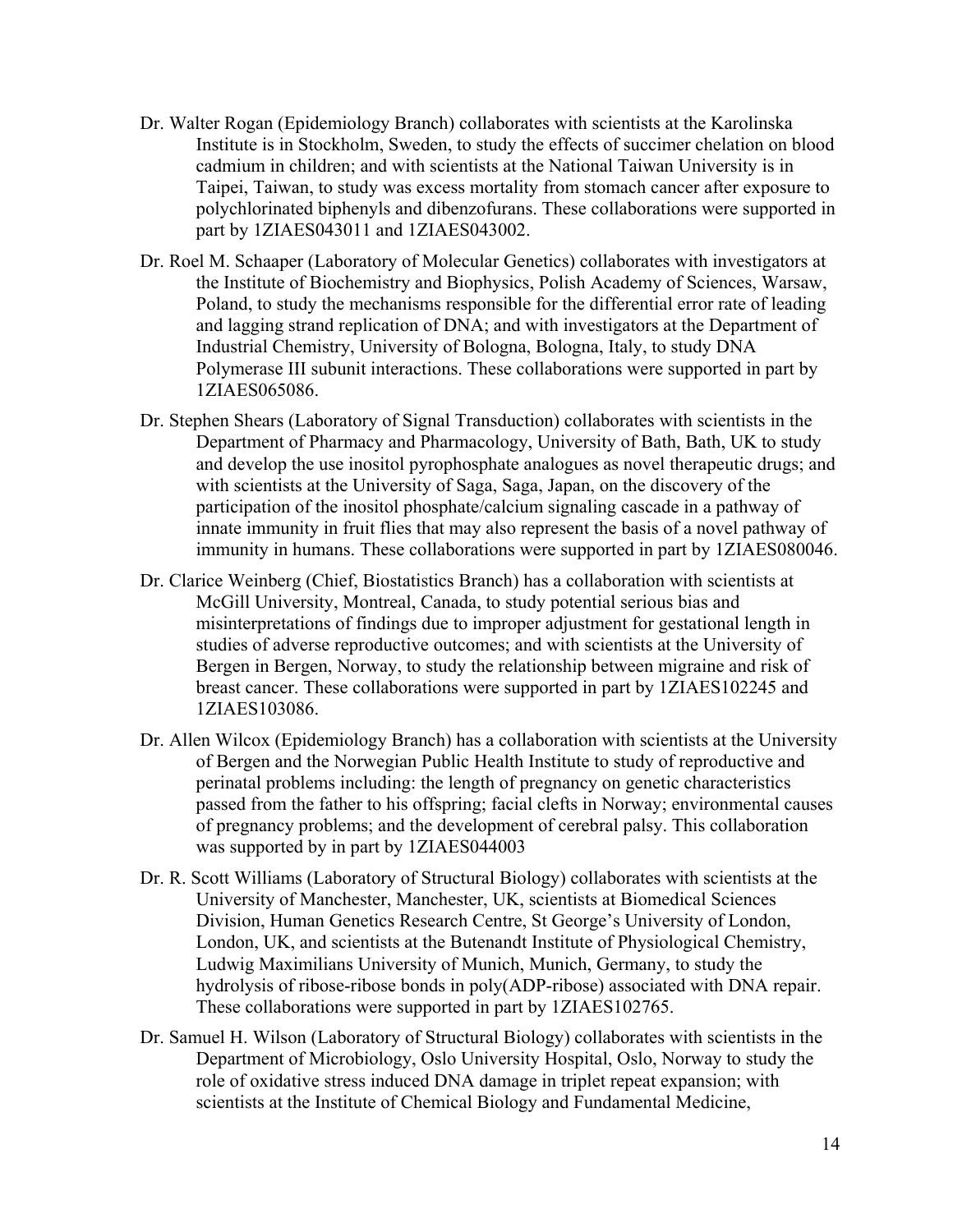Dr. Walter Rogan (Epidemiology Branch) collaborates with scientists at the Karolinska Institute is in Stockholm, Sweden, to study the effects of succimer chelation on blood cadmium in children; and with scientists at the National Taiwan University is in Taipei, Taiwan, to study was excess mortality from stomach cancer after exposure to polychlorinated biphenyls and dibenzofurans. These collaborations were supported in part by 1ZIAES043011 and 1ZIAES043002.

Dr. Roel M. Schaaper (Laboratory of Molecular Genetics) collaborates with investigators at the Institute of Biochemistry and Biophysics, Polish Academy of Sciences, Warsaw, Poland, to study the mechanisms responsible for the differential error rate of leading and lagging strand replication of DNA; and with investigators at the Department of Industrial Chemistry, University of Bologna, Bologna, Italy, to study DNA Polymerase III subunit interactions. These collaborations were supported in part by 1ZIAES065086.

Dr. Stephen Shears (Laboratory of Signal Transduction) collaborates with scientists in the Department of Pharmacy and Pharmacology, University of Bath, Bath, UK to study and develop the use inositol pyrophosphate analogues as novel therapeutic drugs; and with scientists at the University of Saga, Saga, Japan, on the discovery of the participation of the inositol phosphate/calcium signaling cascade in a pathway of innate immunity in fruit flies that may also represent the basis of a novel pathway of immunity in humans. These collaborations were supported in part by 1ZIAES080046.

Dr. Clarice Weinberg (Chief, Biostatistics Branch) has a collaboration with scientists at McGill University, Montreal, Canada, to study potential serious bias and misinterpretations of findings due to improper adjustment for gestational length in studies of adverse reproductive outcomes; and with scientists at the University of Bergen in Bergen, Norway, to study the relationship between migraine and risk of breast cancer. These collaborations were supported in part by 1ZIAES102245 and 1ZIAES103086.

Dr. Allen Wilcox (Epidemiology Branch) has a collaboration with scientists at the University of Bergen and the Norwegian Public Health Institute to study of reproductive and perinatal problems including: the length of pregnancy on genetic characteristics passed from the father to his offspring; facial clefts in Norway; environmental causes of pregnancy problems; and the development of cerebral palsy. This collaboration was supported by in part by 1ZIAES044003

Dr. R. Scott Williams (Laboratory of Structural Biology) collaborates with scientists at the University of Manchester, Manchester, UK, scientists at Biomedical Sciences Division, Human Genetics Research Centre, St George's University of London, London, UK, and scientists at the Butenandt Institute of Physiological Chemistry, Ludwig Maximilians University of Munich, Munich, Germany, to study the hydrolysis of ribose-ribose bonds in poly(ADP-ribose) associated with DNA repair. These collaborations were supported in part by 1ZIAES102765.

Dr. Samuel H. Wilson (Laboratory of Structural Biology) collaborates with scientists in the Department of Microbiology, Oslo University Hospital, Oslo, Norway to study the role of oxidative stress induced DNA damage in triplet repeat expansion; with scientists at the Institute of Chemical Biology and Fundamental Medicine,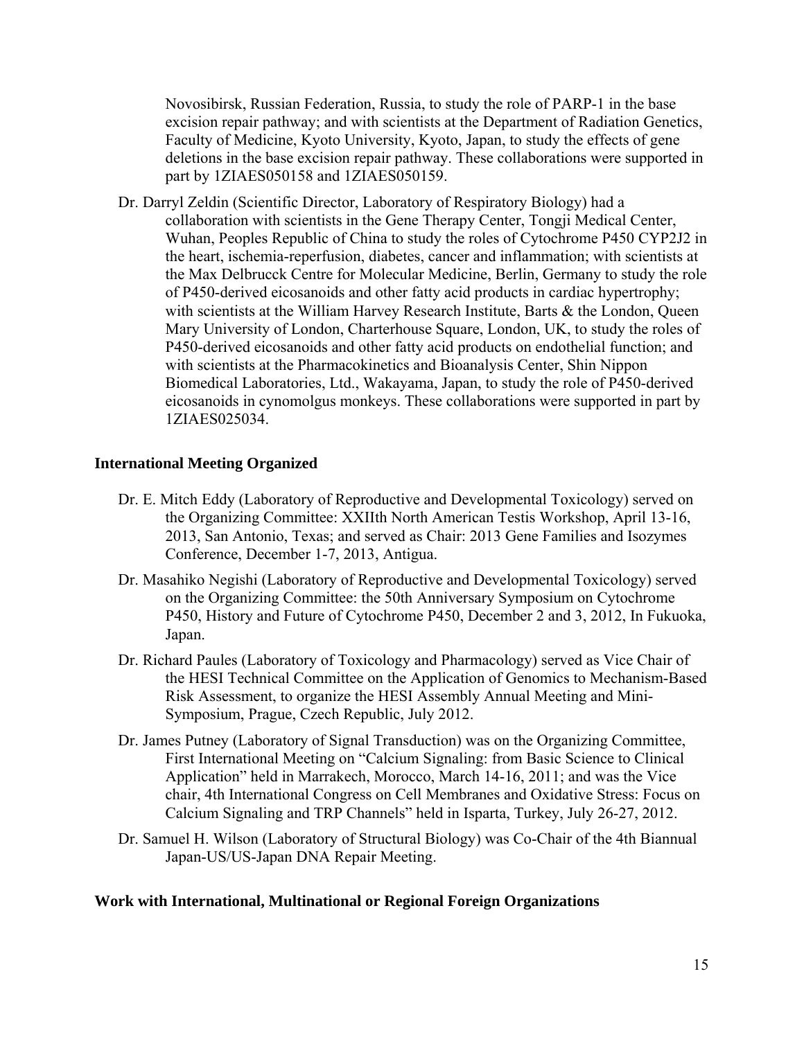Novosibirsk, Russian Federation, Russia, to study the role of PARP-1 in the base excision repair pathway; and with scientists at the Department of Radiation Genetics, Faculty of Medicine, Kyoto University, Kyoto, Japan, to study the effects of gene deletions in the base excision repair pathway. These collaborations were supported in part by 1ZIAES050158 and 1ZIAES050159.

Dr. Darryl Zeldin (Scientific Director, Laboratory of Respiratory Biology) had a collaboration with scientists in the Gene Therapy Center, Tongji Medical Center, Wuhan, Peoples Republic of China to study the roles of Cytochrome P450 CYP2J2 in the heart, ischemia-reperfusion, diabetes, cancer and inflammation; with scientists at the Max Delbrucck Centre for Molecular Medicine, Berlin, Germany to study the role of P450-derived eicosanoids and other fatty acid products in cardiac hypertrophy; with scientists at the William Harvey Research Institute, Barts & the London, Queen Mary University of London, Charterhouse Square, London, UK, to study the roles of P450-derived eicosanoids and other fatty acid products on endothelial function; and with scientists at the Pharmacokinetics and Bioanalysis Center, Shin Nippon Biomedical Laboratories, Ltd., Wakayama, Japan, to study the role of P450-derived eicosanoids in cynomolgus monkeys. These collaborations were supported in part by 1ZIAES025034.

**International Meeting Organized**

Dr. E. Mitch Eddy (Laboratory of Reproductive and Developmental Toxicology) served on the Organizing Committee: XXIIth North American Testis Workshop, April 13-16, 2013, San Antonio, Texas; and served as Chair: 2013 Gene Families and Isozymes Conference, December 1-7, 2013, Antigua.

Dr. Masahiko Negishi (Laboratory of Reproductive and Developmental Toxicology) served on the Organizing Committee: the 50th Anniversary Symposium on Cytochrome P450, History and Future of Cytochrome P450, December 2 and 3, 2012, In Fukuoka, Japan.

Dr. Richard Paules (Laboratory of Toxicology and Pharmacology) served as Vice Chair of the HESI Technical Committee on the Application of Genomics to Mechanism-Based Risk Assessment, to organize the HESI Assembly Annual Meeting and Mini-Symposium, Prague, Czech Republic, July 2012.

Dr. James Putney (Laboratory of Signal Transduction) was on the Organizing Committee, First International Meeting on "Calcium Signaling: from Basic Science to Clinical Application" held in Marrakech, Morocco, March 14-16, 2011; and was the Vice chair, 4th International Congress on Cell Membranes and Oxidative Stress: Focus on Calcium Signaling and TRP Channels" held in Isparta, Turkey, July 26-27, 2012.

Dr. Samuel H. Wilson (Laboratory of Structural Biology) was Co-Chair of the 4th Biannual Japan-US/US-Japan DNA Repair Meeting.

**Work with International, Multinational or Regional Foreign Organizations**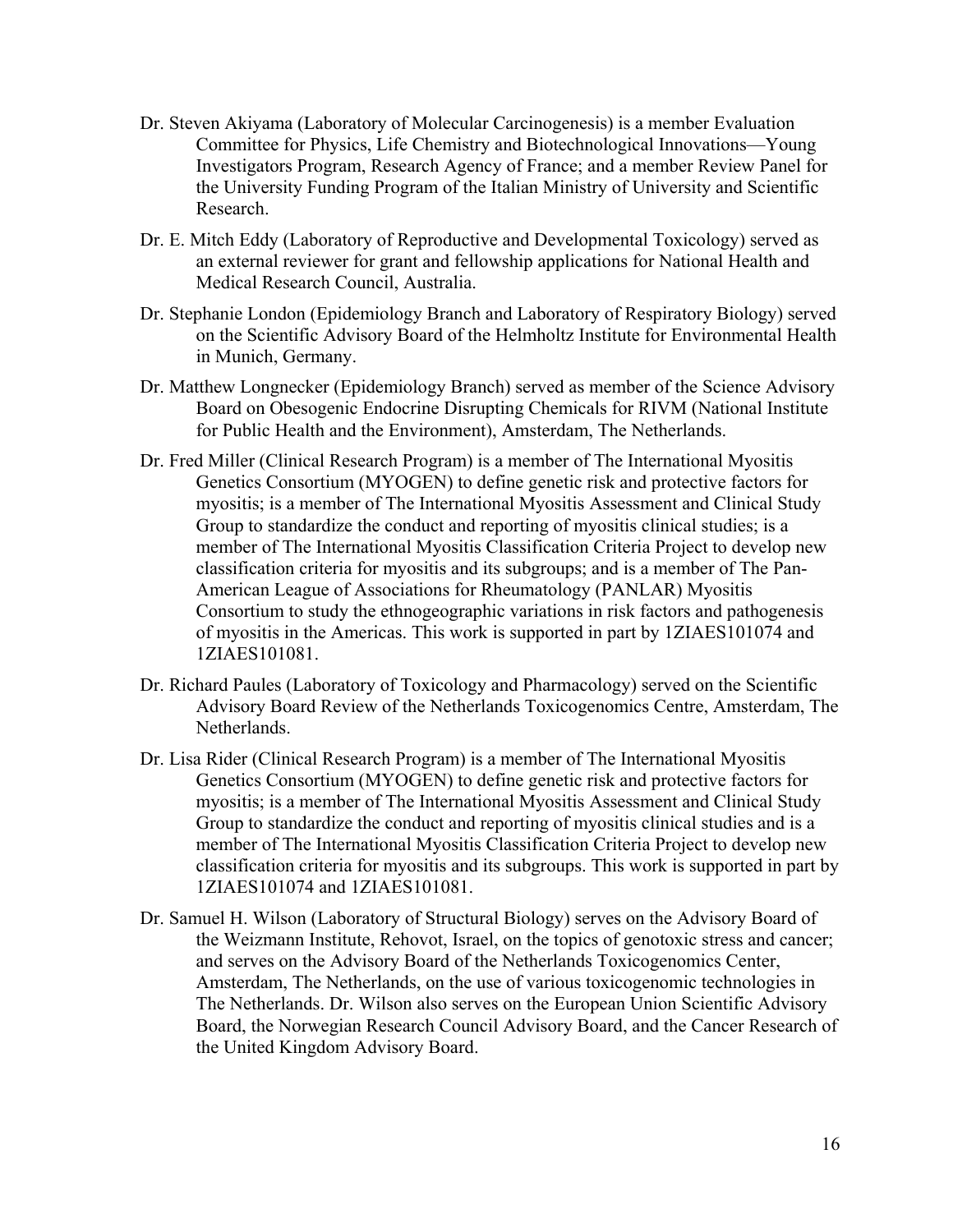Dr. Steven Akiyama (Laboratory of Molecular Carcinogenesis) is a member Evaluation Committee for Physics, Life Chemistry and Biotechnological Innovations—Young Investigators Program, Research Agency of France; and a member Review Panel for the University Funding Program of the Italian Ministry of University and Scientific Research.

Dr. E. Mitch Eddy (Laboratory of Reproductive and Developmental Toxicology) served as an external reviewer for grant and fellowship applications for National Health and Medical Research Council, Australia.

Dr. Stephanie London (Epidemiology Branch and Laboratory of Respiratory Biology) served on the Scientific Advisory Board of the Helmholtz Institute for Environmental Health in Munich, Germany.

Dr. Matthew Longnecker (Epidemiology Branch) served as member of the Science Advisory Board on Obesogenic Endocrine Disrupting Chemicals for RIVM (National Institute for Public Health and the Environment), Amsterdam, The Netherlands.

Dr. Fred Miller (Clinical Research Program) is a member of The International Myositis Genetics Consortium (MYOGEN) to define genetic risk and protective factors for myositis; is a member of The International Myositis Assessment and Clinical Study Group to standardize the conduct and reporting of myositis clinical studies; is a member of The International Myositis Classification Criteria Project to develop new classification criteria for myositis and its subgroups; and is a member of The Pan-American League of Associations for Rheumatology (PANLAR) Myositis Consortium to study the ethnogeographic variations in risk factors and pathogenesis of myositis in the Americas. This work is supported in part by 1ZIAES101074 and 1ZIAES101081.

Dr. Richard Paules (Laboratory of Toxicology and Pharmacology) served on the Scientific Advisory Board Review of the Netherlands Toxicogenomics Centre, Amsterdam, The Netherlands.

Dr. Lisa Rider (Clinical Research Program) is a member of The International Myositis Genetics Consortium (MYOGEN) to define genetic risk and protective factors for myositis; is a member of The International Myositis Assessment and Clinical Study Group to standardize the conduct and reporting of myositis clinical studies and is a member of The International Myositis Classification Criteria Project to develop new classification criteria for myositis and its subgroups. This work is supported in part by 1ZIAES101074 and 1ZIAES101081.

Dr. Samuel H. Wilson (Laboratory of Structural Biology) serves on the Advisory Board of the Weizmann Institute, Rehovot, Israel, on the topics of genotoxic stress and cancer; and serves on the Advisory Board of the Netherlands Toxicogenomics Center, Amsterdam, The Netherlands, on the use of various toxicogenomic technologies in The Netherlands. Dr. Wilson also serves on the European Union Scientific Advisory Board, the Norwegian Research Council Advisory Board, and the Cancer Research of the United Kingdom Advisory Board.